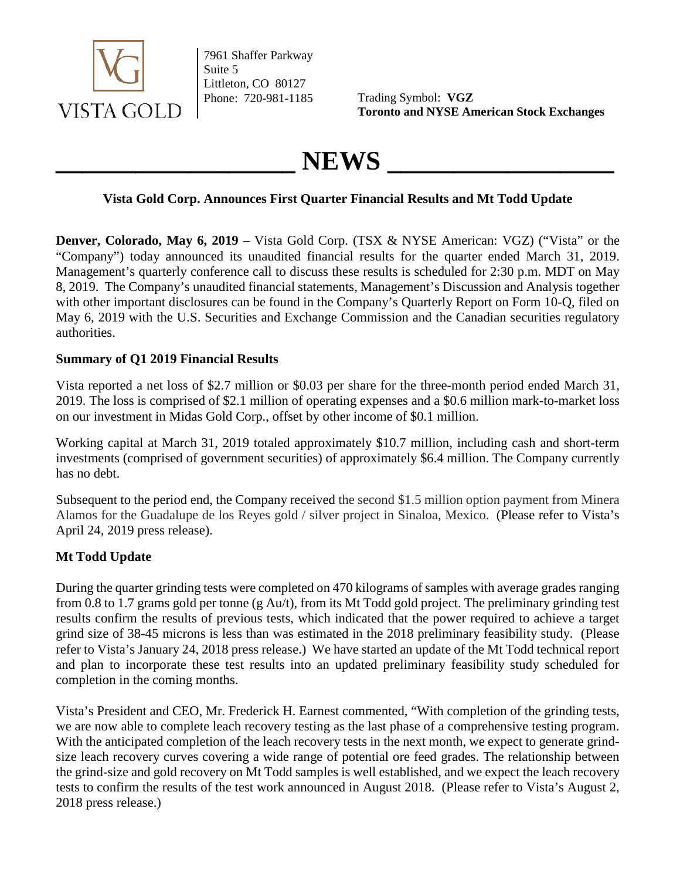VISTA GOLD

7961 Shaffer Parkway
Suite 5
Littleton, CO 80127
Phone: 720-981-1185

Trading Symbol: **VGZ**
**Toronto and NYSE American Stock Exchanges**

# NEWS

## Vista Gold Corp. Announces First Quarter Financial Results and Mt Todd Update

**Denver, Colorado, May 6, 2019** – Vista Gold Corp. (TSX & NYSE American: VGZ) ("Vista" or the "Company") today announced its unaudited financial results for the quarter ended March 31, 2019. Management's quarterly conference call to discuss these results is scheduled for 2:30 p.m. MDT on May 8, 2019. The Company's unaudited financial statements, Management's Discussion and Analysis together with other important disclosures can be found in the Company's Quarterly Report on Form 10-Q, filed on May 6, 2019 with the U.S. Securities and Exchange Commission and the Canadian securities regulatory authorities.

### Summary of Q1 2019 Financial Results

Vista reported a net loss of $2.7 million or $0.03 per share for the three-month period ended March 31, 2019. The loss is comprised of $2.1 million of operating expenses and a $0.6 million mark-to-market loss on our investment in Midas Gold Corp., offset by other income of $0.1 million.

Working capital at March 31, 2019 totaled approximately $10.7 million, including cash and short-term investments (comprised of government securities) of approximately $6.4 million. The Company currently has no debt.

Subsequent to the period end, the Company received the second $1.5 million option payment from Minera Alamos for the Guadalupe de los Reyes gold / silver project in Sinaloa, Mexico. (Please refer to Vista's April 24, 2019 press release).

### Mt Todd Update

During the quarter grinding tests were completed on 470 kilograms of samples with average grades ranging from 0.8 to 1.7 grams gold per tonne (g Au/t), from its Mt Todd gold project. The preliminary grinding test results confirm the results of previous tests, which indicated that the power required to achieve a target grind size of 38-45 microns is less than was estimated in the 2018 preliminary feasibility study. (Please refer to Vista's January 24, 2018 press release.) We have started an update of the Mt Todd technical report and plan to incorporate these test results into an updated preliminary feasibility study scheduled for completion in the coming months.

Vista's President and CEO, Mr. Frederick H. Earnest commented, "With completion of the grinding tests, we are now able to complete leach recovery testing as the last phase of a comprehensive testing program. With the anticipated completion of the leach recovery tests in the next month, we expect to generate grind-size leach recovery curves covering a wide range of potential ore feed grades. The relationship between the grind-size and gold recovery on Mt Todd samples is well established, and we expect the leach recovery tests to confirm the results of the test work announced in August 2018. (Please refer to Vista's August 2, 2018 press release.)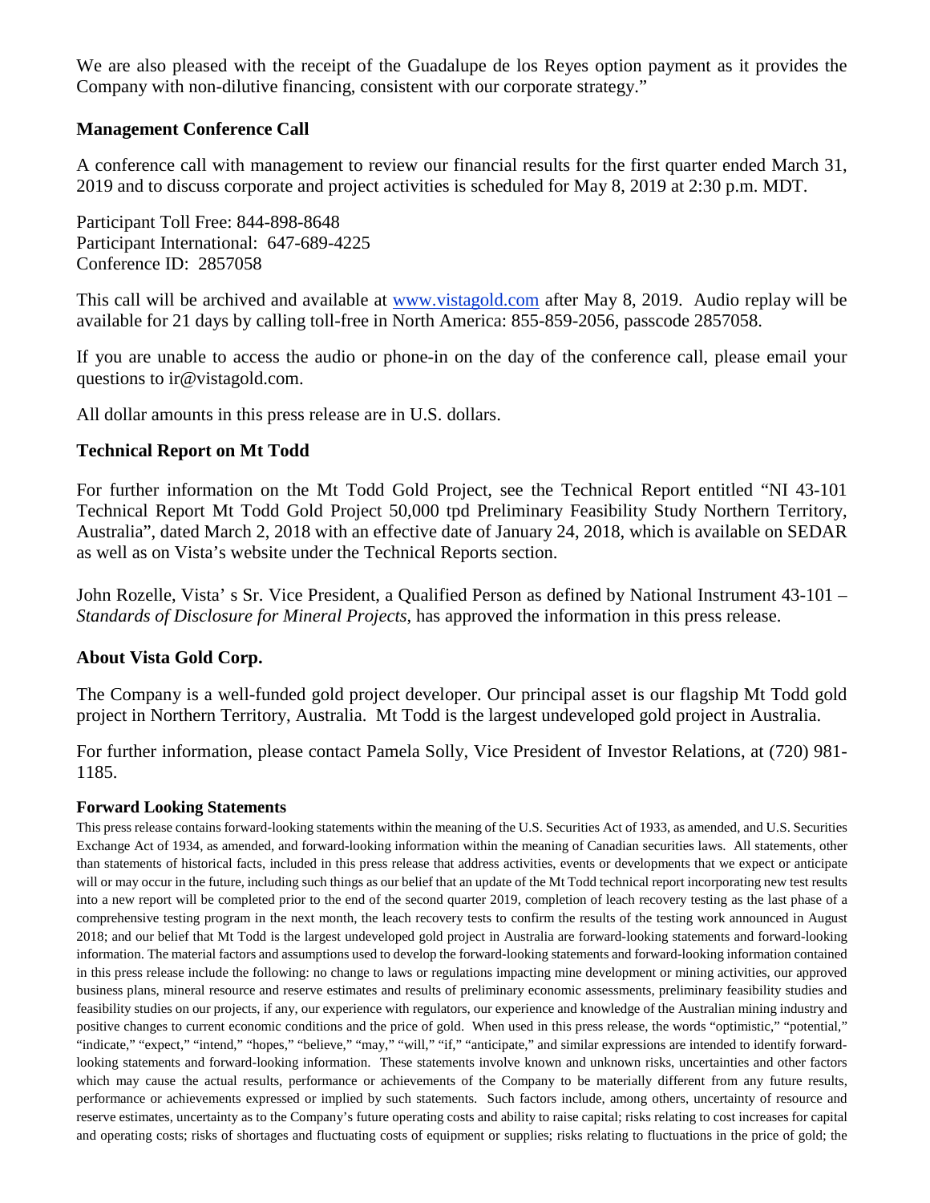We are also pleased with the receipt of the Guadalupe de los Reyes option payment as it provides the Company with non-dilutive financing, consistent with our corporate strategy."

## Management Conference Call

A conference call with management to review our financial results for the first quarter ended March 31, 2019 and to discuss corporate and project activities is scheduled for May 8, 2019 at 2:30 p.m. MDT.

Participant Toll Free: 844-898-8648
Participant International: 647-689-4225
Conference ID: 2857058

This call will be archived and available at www.vistagold.com after May 8, 2019. Audio replay will be available for 21 days by calling toll-free in North America: 855-859-2056, passcode 2857058.

If you are unable to access the audio or phone-in on the day of the conference call, please email your questions to ir@vistagold.com.

All dollar amounts in this press release are in U.S. dollars.

## Technical Report on Mt Todd

For further information on the Mt Todd Gold Project, see the Technical Report entitled "NI 43-101 Technical Report Mt Todd Gold Project 50,000 tpd Preliminary Feasibility Study Northern Territory, Australia", dated March 2, 2018 with an effective date of January 24, 2018, which is available on SEDAR as well as on Vista's website under the Technical Reports section.

John Rozelle, Vista' s Sr. Vice President, a Qualified Person as defined by National Instrument 43-101 – *Standards of Disclosure for Mineral Projects*, has approved the information in this press release.

## About Vista Gold Corp.

The Company is a well-funded gold project developer. Our principal asset is our flagship Mt Todd gold project in Northern Territory, Australia. Mt Todd is the largest undeveloped gold project in Australia.

For further information, please contact Pamela Solly, Vice President of Investor Relations, at (720) 981-1185.

### Forward Looking Statements

This press release contains forward-looking statements within the meaning of the U.S. Securities Act of 1933, as amended, and U.S. Securities Exchange Act of 1934, as amended, and forward-looking information within the meaning of Canadian securities laws. All statements, other than statements of historical facts, included in this press release that address activities, events or developments that we expect or anticipate will or may occur in the future, including such things as our belief that an update of the Mt Todd technical report incorporating new test results into a new report will be completed prior to the end of the second quarter 2019, completion of leach recovery testing as the last phase of a comprehensive testing program in the next month, the leach recovery tests to confirm the results of the testing work announced in August 2018; and our belief that Mt Todd is the largest undeveloped gold project in Australia are forward-looking statements and forward-looking information. The material factors and assumptions used to develop the forward-looking statements and forward-looking information contained in this press release include the following: no change to laws or regulations impacting mine development or mining activities, our approved business plans, mineral resource and reserve estimates and results of preliminary economic assessments, preliminary feasibility studies and feasibility studies on our projects, if any, our experience with regulators, our experience and knowledge of the Australian mining industry and positive changes to current economic conditions and the price of gold. When used in this press release, the words "optimistic," "potential," "indicate," "expect," "intend," "hopes," "believe," "may," "will," "if," "anticipate," and similar expressions are intended to identify forward-looking statements and forward-looking information. These statements involve known and unknown risks, uncertainties and other factors which may cause the actual results, performance or achievements of the Company to be materially different from any future results, performance or achievements expressed or implied by such statements. Such factors include, among others, uncertainty of resource and reserve estimates, uncertainty as to the Company's future operating costs and ability to raise capital; risks relating to cost increases for capital and operating costs; risks of shortages and fluctuating costs of equipment or supplies; risks relating to fluctuations in the price of gold; the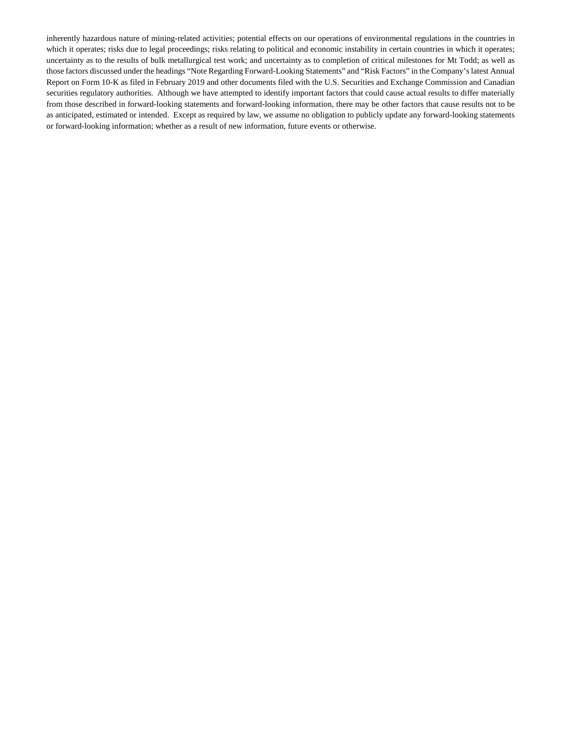inherently hazardous nature of mining-related activities; potential effects on our operations of environmental regulations in the countries in which it operates; risks due to legal proceedings; risks relating to political and economic instability in certain countries in which it operates; uncertainty as to the results of bulk metallurgical test work; and uncertainty as to completion of critical milestones for Mt Todd; as well as those factors discussed under the headings "Note Regarding Forward-Looking Statements" and "Risk Factors" in the Company's latest Annual Report on Form 10-K as filed in February 2019 and other documents filed with the U.S. Securities and Exchange Commission and Canadian securities regulatory authorities. Although we have attempted to identify important factors that could cause actual results to differ materially from those described in forward-looking statements and forward-looking information, there may be other factors that cause results not to be as anticipated, estimated or intended. Except as required by law, we assume no obligation to publicly update any forward-looking statements or forward-looking information; whether as a result of new information, future events or otherwise.